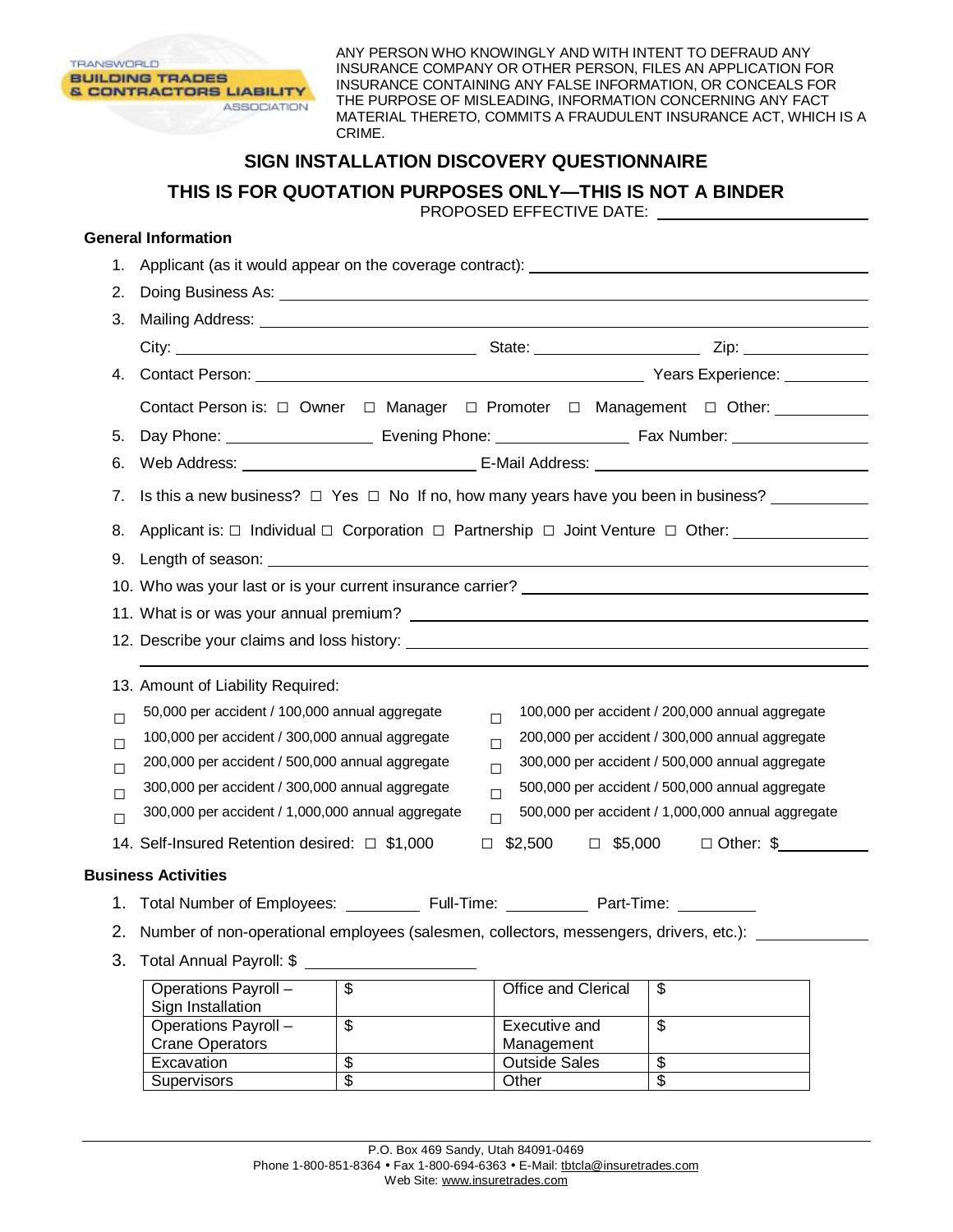TRANSWORLD BUILDING TRADES & CONTRACTORS LIABILITY ASSOCIATION

ANY PERSON WHO KNOWINGLY AND WITH INTENT TO DEFRAUD ANY INSURANCE COMPANY OR OTHER PERSON, FILES AN APPLICATION FOR INSURANCE CONTAINING ANY FALSE INFORMATION, OR CONCEALS FOR THE PURPOSE OF MISLEADING, INFORMATION CONCERNING ANY FACT MATERIAL THERETO, COMMITS A FRAUDULENT INSURANCE ACT, WHICH IS A CRIME.

# SIGN INSTALLATION DISCOVERY QUESTIONNAIRE

## THIS IS FOR QUOTATION PURPOSES ONLY—THIS IS NOT A BINDER

PROPOSED EFFECTIVE DATE: ____________________

### General Information

1. Applicant (as it would appear on the coverage contract): ____________________
2. Doing Business As: ____________________
3. Mailing Address: ____________________
   City: ____________________ State: ____________________ Zip: ____________________
4. Contact Person: ____________________ Years Experience: __________
   Contact Person is: ☐ Owner ☐ Manager ☐ Promoter ☐ Management ☐ Other: __________
5. Day Phone: ____________ Evening Phone: ____________ Fax Number: ____________
6. Web Address: ____________________ E-Mail Address: ____________________
7. Is this a new business? ☐ Yes ☐ No If no, how many years have you been in business? __________
8. Applicant is: ☐ Individual ☐ Corporation ☐ Partnership ☐ Joint Venture ☐ Other: __________
9. Length of season: ____________________
10. Who was your last or is your current insurance carrier? ____________________
11. What is or was your annual premium? ____________________
12. Describe your claims and loss history: ____________________
13. Amount of Liability Required:

☐ 50,000 per accident / 100,000 annual aggregate
☐ 100,000 per accident / 300,000 annual aggregate
☐ 200,000 per accident / 500,000 annual aggregate
☐ 300,000 per accident / 300,000 annual aggregate
☐ 300,000 per accident / 1,000,000 annual aggregate
☐ 100,000 per accident / 200,000 annual aggregate
☐ 200,000 per accident / 300,000 annual aggregate
☐ 300,000 per accident / 500,000 annual aggregate
☐ 500,000 per accident / 500,000 annual aggregate
☐ 500,000 per accident / 1,000,000 annual aggregate

14. Self-Insured Retention desired: ☐ $1,000 ☐ $2,500 ☐ $5,000 ☐ Other: $__________

### Business Activities

1. Total Number of Employees: __________ Full-Time: __________ Part-Time: __________
2. Number of non-operational employees (salesmen, collectors, messengers, drivers, etc.): __________
3. Total Annual Payroll: $ ____________________

| Operations Payroll – Sign Installation | $ | Office and Clerical | $ |
|---|---|---|---|
| Operations Payroll – Crane Operators | $ | Executive and Management | $ |
| Excavation | $ | Outside Sales | $ |
| Supervisors | $ | Other | $ |

P.O. Box 469 Sandy, Utah 84091-0469
Phone 1-800-851-8364 • Fax 1-800-694-6363 • E-Mail: tbtcla@insuretrades.com
Web Site: www.insuretrades.com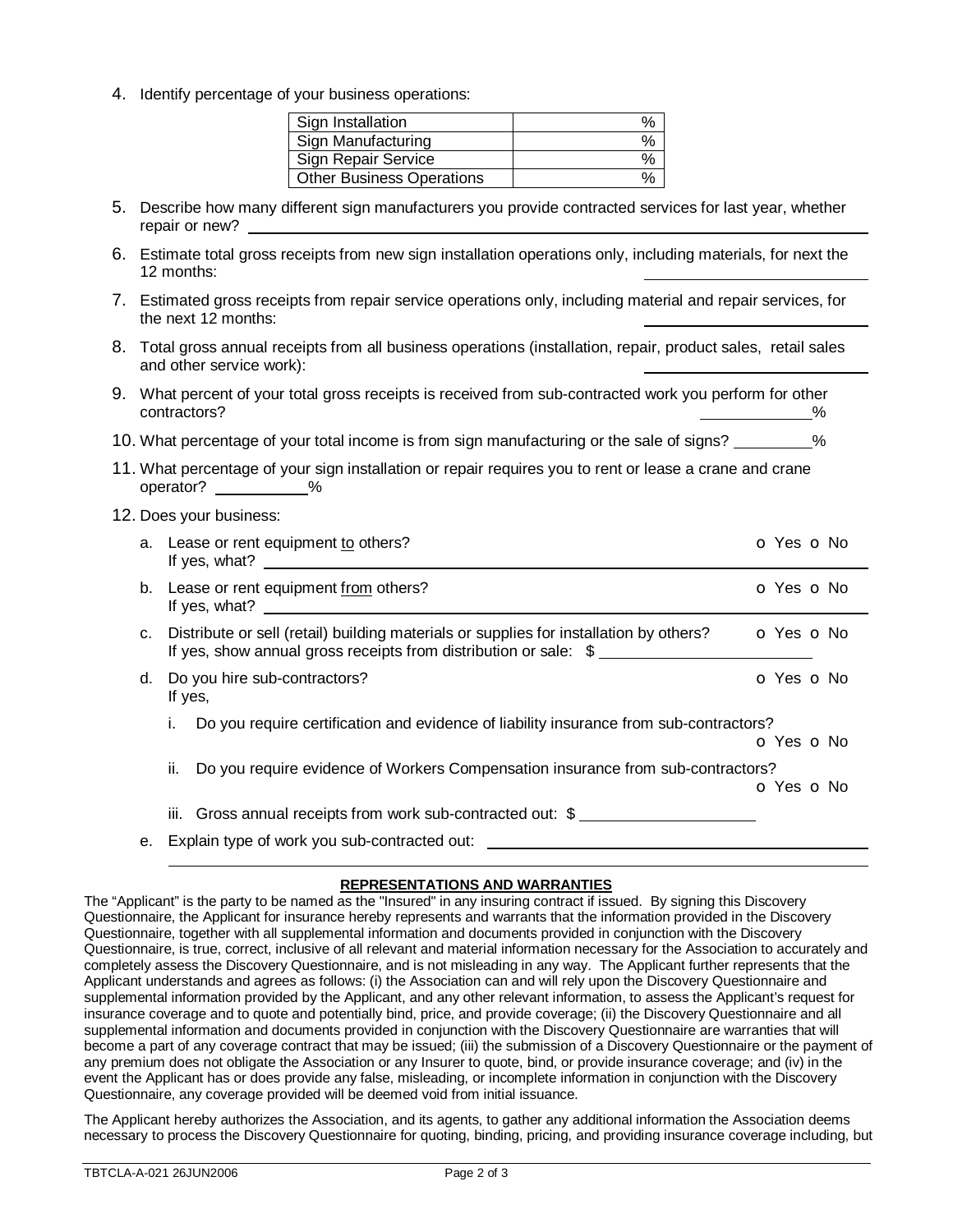4. Identify percentage of your business operations:

| | |
|---|---|
| Sign Installation | % |
| Sign Manufacturing | % |
| Sign Repair Service | % |
| Other Business Operations | % |

5. Describe how many different sign manufacturers you provide contracted services for last year, whether repair or new? ______________________________

6. Estimate total gross receipts from new sign installation operations only, including materials, for next the 12 months: ______________________________

7. Estimated gross receipts from repair service operations only, including material and repair services, for the next 12 months: ______________________________

8. Total gross annual receipts from all business operations (installation, repair, product sales, retail sales and other service work): ______________________________

9. What percent of your total gross receipts is received from sub-contracted work you perform for other contractors? __________%

10. What percentage of your total income is from sign manufacturing or the sale of signs? __________%

11. What percentage of your sign installation or repair requires you to rent or lease a crane and crane operator? __________%

12. Does your business:

   a. Lease or rent equipment to others? o Yes o No
      If yes, what? ______________________________

   b. Lease or rent equipment from others? o Yes o No
      If yes, what? ______________________________

   c. Distribute or sell (retail) building materials or supplies for installation by others? o Yes o No
      If yes, show annual gross receipts from distribution or sale: $ ______________________________

   d. Do you hire sub-contractors? o Yes o No
      If yes,

      i. Do you require certification and evidence of liability insurance from sub-contractors? o Yes o No

      ii. Do you require evidence of Workers Compensation insurance from sub-contractors? o Yes o No

      iii. Gross annual receipts from work sub-contracted out: $ ______________________________

   e. Explain type of work you sub-contracted out: ______________________________

**REPRESENTATIONS AND WARRANTIES**

The "Applicant" is the party to be named as the "Insured" in any insuring contract if issued. By signing this Discovery Questionnaire, the Applicant for insurance hereby represents and warrants that the information provided in the Discovery Questionnaire, together with all supplemental information and documents provided in conjunction with the Discovery Questionnaire, is true, correct, inclusive of all relevant and material information necessary for the Association to accurately and completely assess the Discovery Questionnaire, and is not misleading in any way. The Applicant further represents that the Applicant understands and agrees as follows: (i) the Association can and will rely upon the Discovery Questionnaire and supplemental information provided by the Applicant, and any other relevant information, to assess the Applicant's request for insurance coverage and to quote and potentially bind, price, and provide coverage; (ii) the Discovery Questionnaire and all supplemental information and documents provided in conjunction with the Discovery Questionnaire are warranties that will become a part of any coverage contract that may be issued; (iii) the submission of a Discovery Questionnaire or the payment of any premium does not obligate the Association or any Insurer to quote, bind, or provide insurance coverage; and (iv) in the event the Applicant has or does provide any false, misleading, or incomplete information in conjunction with the Discovery Questionnaire, any coverage provided will be deemed void from initial issuance.

The Applicant hereby authorizes the Association, and its agents, to gather any additional information the Association deems necessary to process the Discovery Questionnaire for quoting, binding, pricing, and providing insurance coverage including, but

TBTCLA-A-021 26JUN2006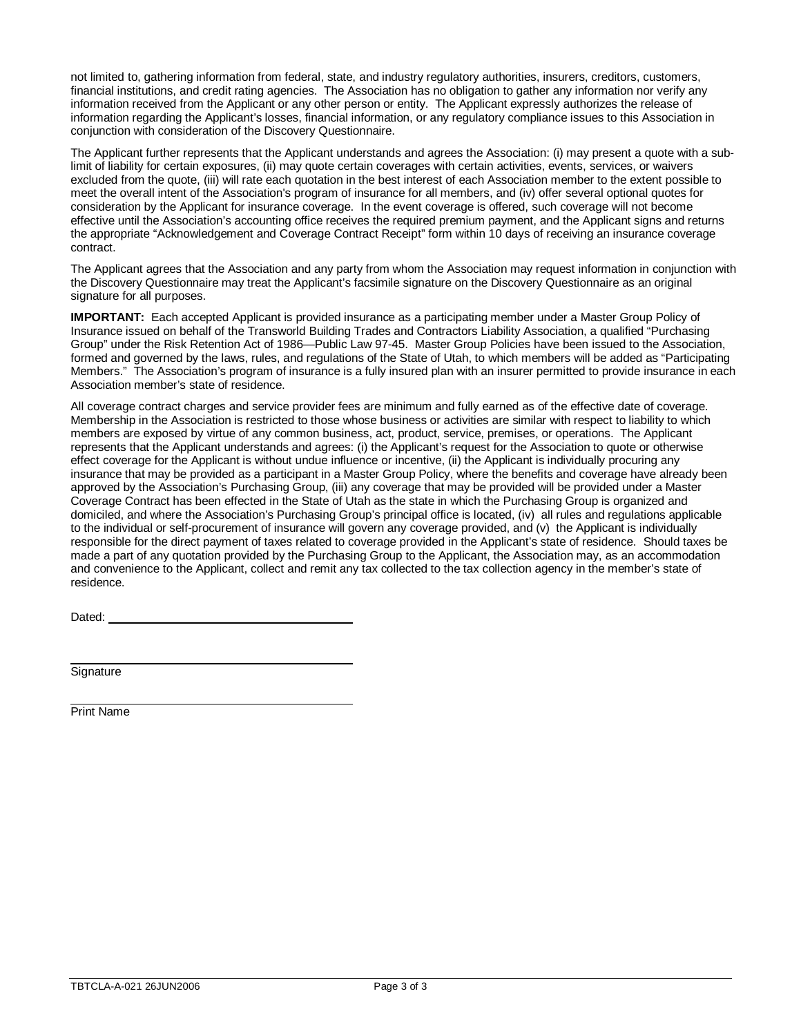not limited to, gathering information from federal, state, and industry regulatory authorities, insurers, creditors, customers, financial institutions, and credit rating agencies. The Association has no obligation to gather any information nor verify any information received from the Applicant or any other person or entity. The Applicant expressly authorizes the release of information regarding the Applicant's losses, financial information, or any regulatory compliance issues to this Association in conjunction with consideration of the Discovery Questionnaire.

The Applicant further represents that the Applicant understands and agrees the Association: (i) may present a quote with a sub-limit of liability for certain exposures, (ii) may quote certain coverages with certain activities, events, services, or waivers excluded from the quote, (iii) will rate each quotation in the best interest of each Association member to the extent possible to meet the overall intent of the Association's program of insurance for all members, and (iv) offer several optional quotes for consideration by the Applicant for insurance coverage. In the event coverage is offered, such coverage will not become effective until the Association's accounting office receives the required premium payment, and the Applicant signs and returns the appropriate "Acknowledgement and Coverage Contract Receipt" form within 10 days of receiving an insurance coverage contract.

The Applicant agrees that the Association and any party from whom the Association may request information in conjunction with the Discovery Questionnaire may treat the Applicant's facsimile signature on the Discovery Questionnaire as an original signature for all purposes.

**IMPORTANT:** Each accepted Applicant is provided insurance as a participating member under a Master Group Policy of Insurance issued on behalf of the Transworld Building Trades and Contractors Liability Association, a qualified "Purchasing Group" under the Risk Retention Act of 1986—Public Law 97-45. Master Group Policies have been issued to the Association, formed and governed by the laws, rules, and regulations of the State of Utah, to which members will be added as "Participating Members." The Association's program of insurance is a fully insured plan with an insurer permitted to provide insurance in each Association member's state of residence.

All coverage contract charges and service provider fees are minimum and fully earned as of the effective date of coverage. Membership in the Association is restricted to those whose business or activities are similar with respect to liability to which members are exposed by virtue of any common business, act, product, service, premises, or operations. The Applicant represents that the Applicant understands and agrees: (i) the Applicant's request for the Association to quote or otherwise effect coverage for the Applicant is without undue influence or incentive, (ii) the Applicant is individually procuring any insurance that may be provided as a participant in a Master Group Policy, where the benefits and coverage have already been approved by the Association's Purchasing Group, (iii) any coverage that may be provided will be provided under a Master Coverage Contract has been effected in the State of Utah as the state in which the Purchasing Group is organized and domiciled, and where the Association's Purchasing Group's principal office is located, (iv) all rules and regulations applicable to the individual or self-procurement of insurance will govern any coverage provided, and (v) the Applicant is individually responsible for the direct payment of taxes related to coverage provided in the Applicant's state of residence. Should taxes be made a part of any quotation provided by the Purchasing Group to the Applicant, the Association may, as an accommodation and convenience to the Applicant, collect and remit any tax collected to the tax collection agency in the member's state of residence.

Dated: ____________________________________

____________________________________
Signature

____________________________________
Print Name

TBTCLA-A-021 26JUN2006